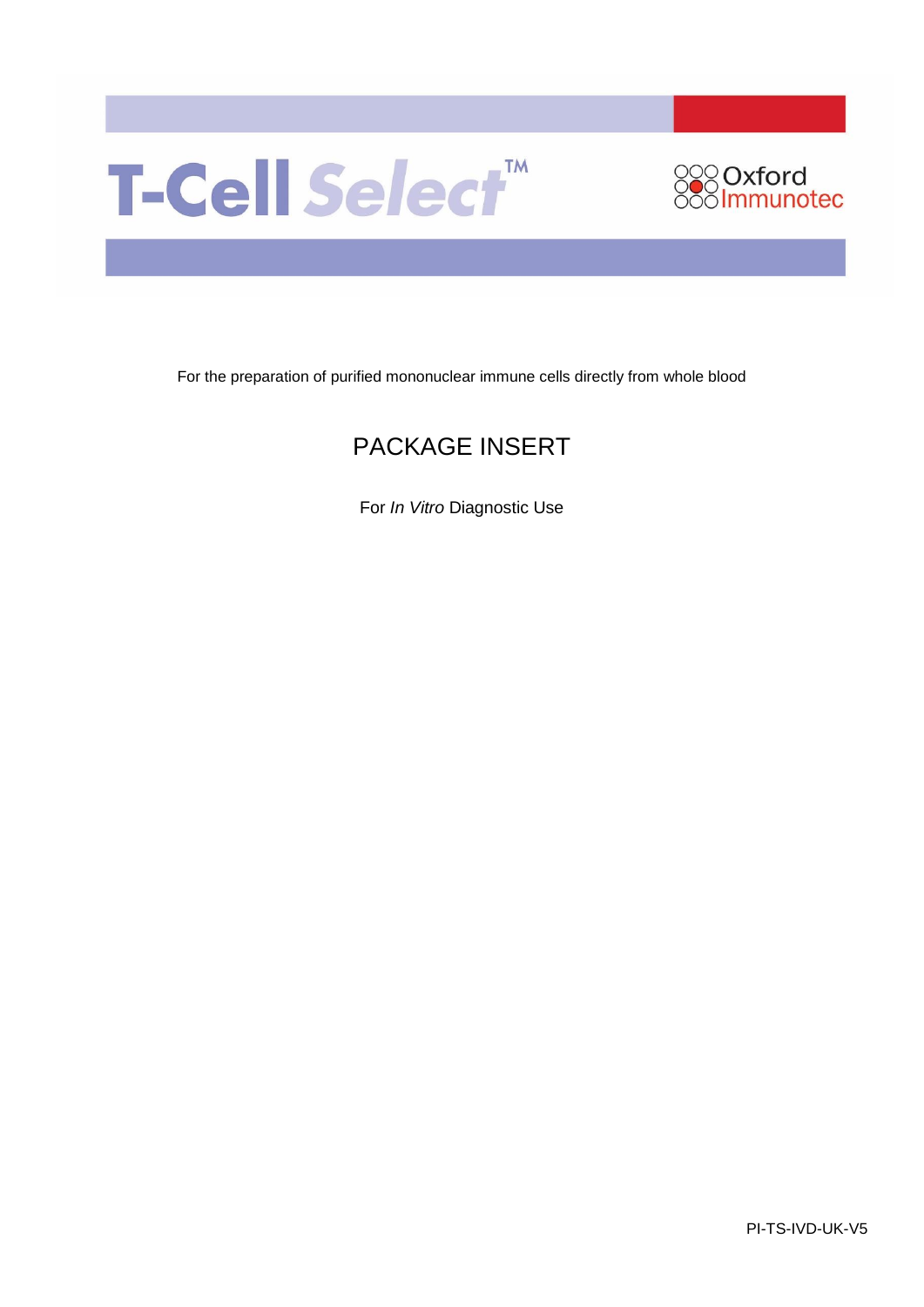# T-Cell Select™

Oxford Immunotec

For the preparation of purified mononuclear immune cells directly from whole blood

## PACKAGE INSERT

For *In Vitro* Diagnostic Use

PI-TS-IVD-UK-V5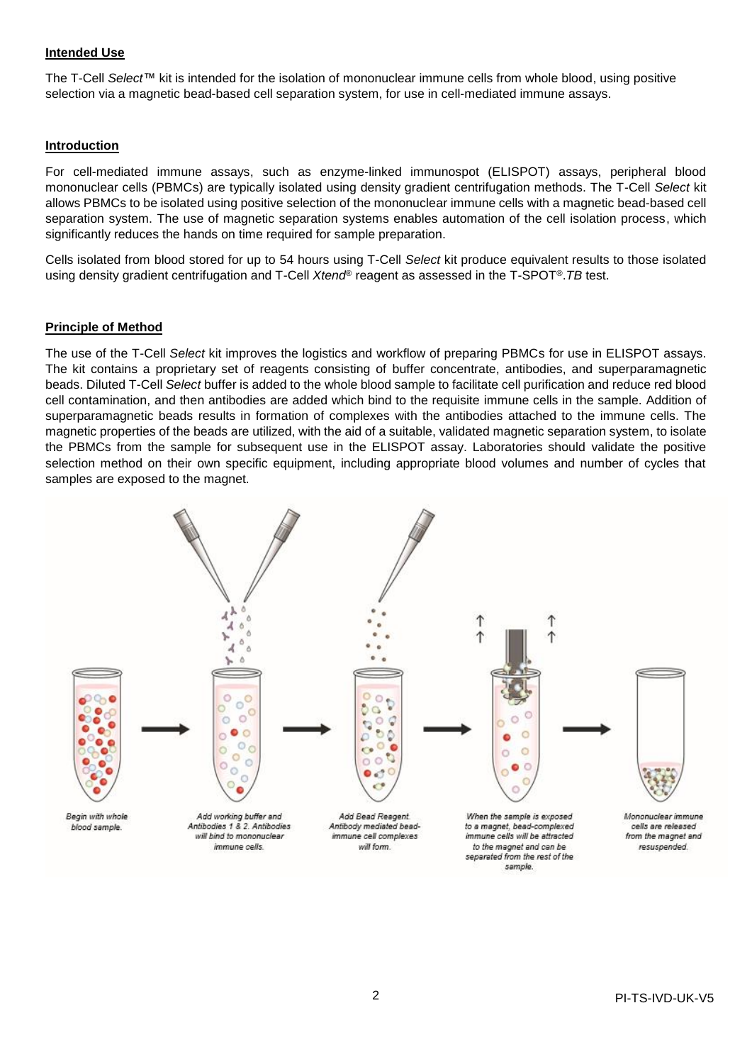**Intended Use**

The T-Cell *Select*™ kit is intended for the isolation of mononuclear immune cells from whole blood, using positive selection via a magnetic bead-based cell separation system, for use in cell-mediated immune assays.

**Introduction**

For cell-mediated immune assays, such as enzyme-linked immunospot (ELISPOT) assays, peripheral blood mononuclear cells (PBMCs) are typically isolated using density gradient centrifugation methods. The T-Cell *Select* kit allows PBMCs to be isolated using positive selection of the mononuclear immune cells with a magnetic bead-based cell separation system. The use of magnetic separation systems enables automation of the cell isolation process, which significantly reduces the hands on time required for sample preparation.

Cells isolated from blood stored for up to 54 hours using T-Cell *Select* kit produce equivalent results to those isolated using density gradient centrifugation and T-Cell *Xtend*® reagent as assessed in the T-SPOT®.*TB* test.

**Principle of Method**

The use of the T-Cell *Select* kit improves the logistics and workflow of preparing PBMCs for use in ELISPOT assays. The kit contains a proprietary set of reagents consisting of buffer concentrate, antibodies, and superparamagnetic beads. Diluted T-Cell *Select* buffer is added to the whole blood sample to facilitate cell purification and reduce red blood cell contamination, and then antibodies are added which bind to the requisite immune cells in the sample. Addition of superparamagnetic beads results in formation of complexes with the antibodies attached to the immune cells. The magnetic properties of the beads are utilized, with the aid of a suitable, validated magnetic separation system, to isolate the PBMCs from the sample for subsequent use in the ELISPOT assay. Laboratories should validate the positive selection method on their own specific equipment, including appropriate blood volumes and number of cycles that samples are exposed to the magnet.

Begin with whole blood sample. → Add working buffer and Antibodies 1 & 2. Antibodies will bind to mononuclear immune cells. → Add Bead Reagent. Antibody mediated bead-immune cell complexes will form. → When the sample is exposed to a magnet, bead-complexed immune cells will be attracted to the magnet and can be separated from the rest of the sample. → Mononuclear immune cells are released from the magnet and resuspended.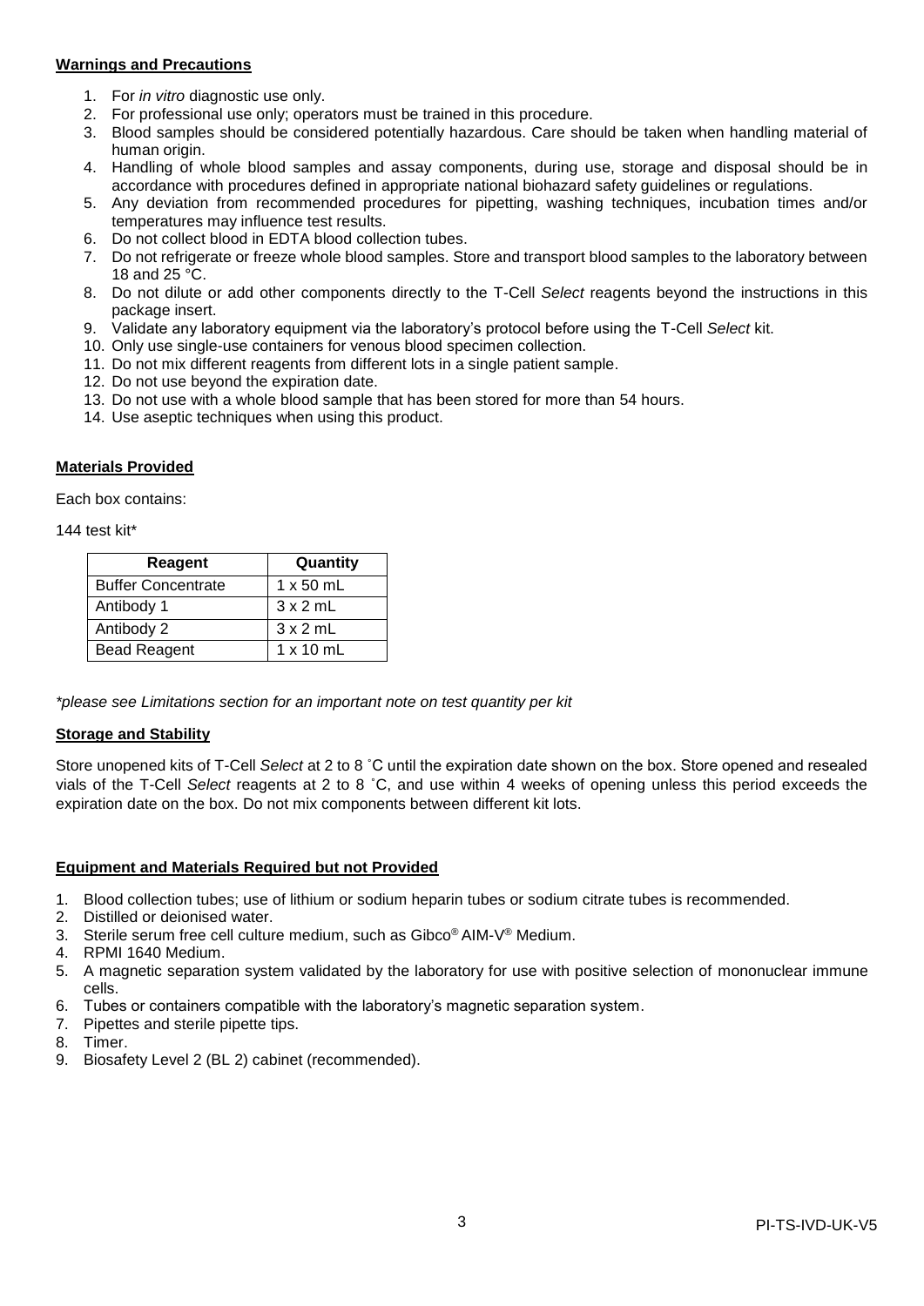## Warnings and Precautions

1. For *in vitro* diagnostic use only.
2. For professional use only; operators must be trained in this procedure.
3. Blood samples should be considered potentially hazardous. Care should be taken when handling material of human origin.
4. Handling of whole blood samples and assay components, during use, storage and disposal should be in accordance with procedures defined in appropriate national biohazard safety guidelines or regulations.
5. Any deviation from recommended procedures for pipetting, washing techniques, incubation times and/or temperatures may influence test results.
6. Do not collect blood in EDTA blood collection tubes.
7. Do not refrigerate or freeze whole blood samples. Store and transport blood samples to the laboratory between 18 and 25 °C.
8. Do not dilute or add other components directly to the T-Cell *Select* reagents beyond the instructions in this package insert.
9. Validate any laboratory equipment via the laboratory's protocol before using the T-Cell *Select* kit.
10. Only use single-use containers for venous blood specimen collection.
11. Do not mix different reagents from different lots in a single patient sample.
12. Do not use beyond the expiration date.
13. Do not use with a whole blood sample that has been stored for more than 54 hours.
14. Use aseptic techniques when using this product.

## Materials Provided

Each box contains:

144 test kit*

| Reagent | Quantity |
|---|---|
| Buffer Concentrate | 1 x 50 mL |
| Antibody 1 | 3 x 2 mL |
| Antibody 2 | 3 x 2 mL |
| Bead Reagent | 1 x 10 mL |

*\*please see Limitations section for an important note on test quantity per kit*

## Storage and Stability

Store unopened kits of T-Cell *Select* at 2 to 8 ˚C until the expiration date shown on the box. Store opened and resealed vials of the T-Cell *Select* reagents at 2 to 8 ˚C, and use within 4 weeks of opening unless this period exceeds the expiration date on the box. Do not mix components between different kit lots.

## Equipment and Materials Required but not Provided

1. Blood collection tubes; use of lithium or sodium heparin tubes or sodium citrate tubes is recommended.
2. Distilled or deionised water.
3. Sterile serum free cell culture medium, such as Gibco® AIM-V® Medium.
4. RPMI 1640 Medium.
5. A magnetic separation system validated by the laboratory for use with positive selection of mononuclear immune cells.
6. Tubes or containers compatible with the laboratory's magnetic separation system.
7. Pipettes and sterile pipette tips.
8. Timer.
9. Biosafety Level 2 (BL 2) cabinet (recommended).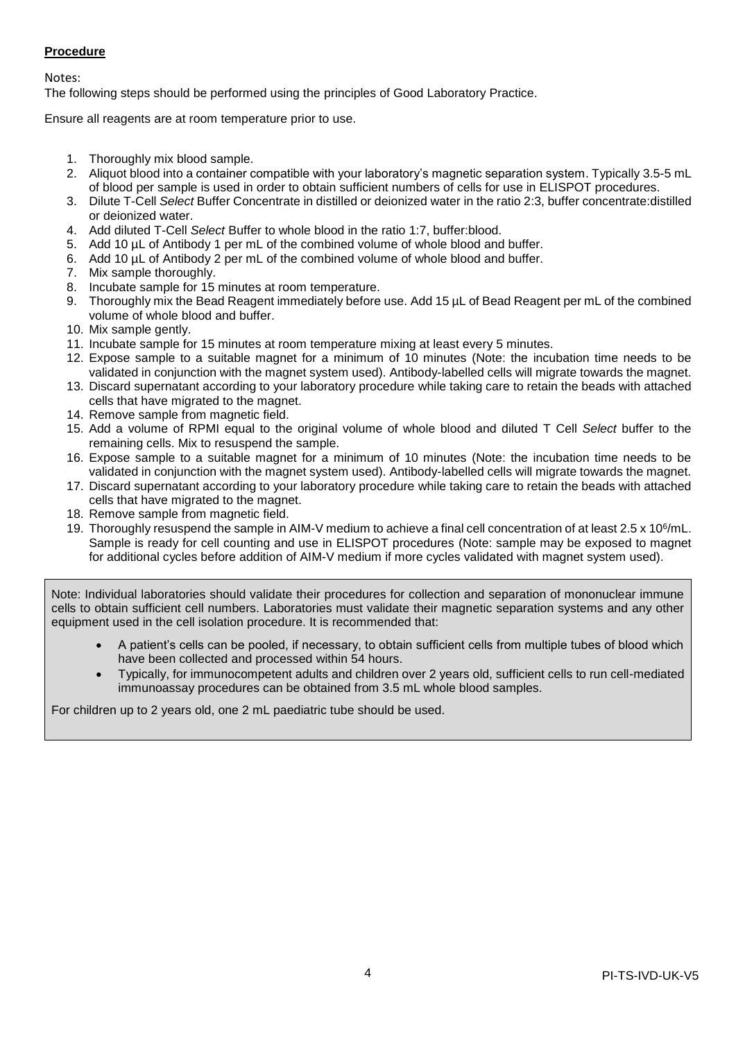**Procedure**

Notes:
The following steps should be performed using the principles of Good Laboratory Practice.

Ensure all reagents are at room temperature prior to use.

1. Thoroughly mix blood sample.
2. Aliquot blood into a container compatible with your laboratory's magnetic separation system. Typically 3.5-5 mL of blood per sample is used in order to obtain sufficient numbers of cells for use in ELISPOT procedures.
3. Dilute T-Cell *Select* Buffer Concentrate in distilled or deionized water in the ratio 2:3, buffer concentrate:distilled or deionized water.
4. Add diluted T-Cell *Select* Buffer to whole blood in the ratio 1:7, buffer:blood.
5. Add 10 µL of Antibody 1 per mL of the combined volume of whole blood and buffer.
6. Add 10 µL of Antibody 2 per mL of the combined volume of whole blood and buffer.
7. Mix sample thoroughly.
8. Incubate sample for 15 minutes at room temperature.
9. Thoroughly mix the Bead Reagent immediately before use. Add 15 µL of Bead Reagent per mL of the combined volume of whole blood and buffer.
10. Mix sample gently.
11. Incubate sample for 15 minutes at room temperature mixing at least every 5 minutes.
12. Expose sample to a suitable magnet for a minimum of 10 minutes (Note: the incubation time needs to be validated in conjunction with the magnet system used). Antibody-labelled cells will migrate towards the magnet.
13. Discard supernatant according to your laboratory procedure while taking care to retain the beads with attached cells that have migrated to the magnet.
14. Remove sample from magnetic field.
15. Add a volume of RPMI equal to the original volume of whole blood and diluted T Cell *Select* buffer to the remaining cells. Mix to resuspend the sample.
16. Expose sample to a suitable magnet for a minimum of 10 minutes (Note: the incubation time needs to be validated in conjunction with the magnet system used). Antibody-labelled cells will migrate towards the magnet.
17. Discard supernatant according to your laboratory procedure while taking care to retain the beads with attached cells that have migrated to the magnet.
18. Remove sample from magnetic field.
19. Thoroughly resuspend the sample in AIM-V medium to achieve a final cell concentration of at least $2.5 \times 10^6$/mL. Sample is ready for cell counting and use in ELISPOT procedures (Note: sample may be exposed to magnet for additional cycles before addition of AIM-V medium if more cycles validated with magnet system used).

Note: Individual laboratories should validate their procedures for collection and separation of mononuclear immune cells to obtain sufficient cell numbers. Laboratories must validate their magnetic separation systems and any other equipment used in the cell isolation procedure. It is recommended that:

- A patient's cells can be pooled, if necessary, to obtain sufficient cells from multiple tubes of blood which have been collected and processed within 54 hours.
- Typically, for immunocompetent adults and children over 2 years old, sufficient cells to run cell-mediated immunoassay procedures can be obtained from 3.5 mL whole blood samples.

For children up to 2 years old, one 2 mL paediatric tube should be used.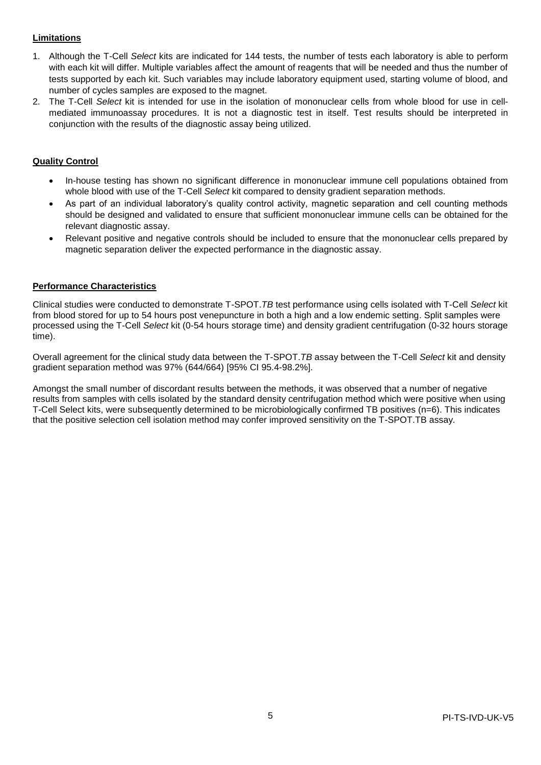## Limitations

1. Although the T-Cell *Select* kits are indicated for 144 tests, the number of tests each laboratory is able to perform with each kit will differ. Multiple variables affect the amount of reagents that will be needed and thus the number of tests supported by each kit. Such variables may include laboratory equipment used, starting volume of blood, and number of cycles samples are exposed to the magnet.
2. The T-Cell *Select* kit is intended for use in the isolation of mononuclear cells from whole blood for use in cell-mediated immunoassay procedures. It is not a diagnostic test in itself. Test results should be interpreted in conjunction with the results of the diagnostic assay being utilized.

## Quality Control

- In-house testing has shown no significant difference in mononuclear immune cell populations obtained from whole blood with use of the T-Cell *Select* kit compared to density gradient separation methods.
- As part of an individual laboratory's quality control activity, magnetic separation and cell counting methods should be designed and validated to ensure that sufficient mononuclear immune cells can be obtained for the relevant diagnostic assay.
- Relevant positive and negative controls should be included to ensure that the mononuclear cells prepared by magnetic separation deliver the expected performance in the diagnostic assay.

## Performance Characteristics

Clinical studies were conducted to demonstrate T-SPOT.*TB* test performance using cells isolated with T-Cell *Select* kit from blood stored for up to 54 hours post venepuncture in both a high and a low endemic setting. Split samples were processed using the T-Cell *Select* kit (0-54 hours storage time) and density gradient centrifugation (0-32 hours storage time).

Overall agreement for the clinical study data between the T-SPOT.*TB* assay between the T-Cell *Select* kit and density gradient separation method was 97% (644/664) [95% CI 95.4-98.2%].

Amongst the small number of discordant results between the methods, it was observed that a number of negative results from samples with cells isolated by the standard density centrifugation method which were positive when using T-Cell Select kits, were subsequently determined to be microbiologically confirmed TB positives (n=6). This indicates that the positive selection cell isolation method may confer improved sensitivity on the T-SPOT.TB assay.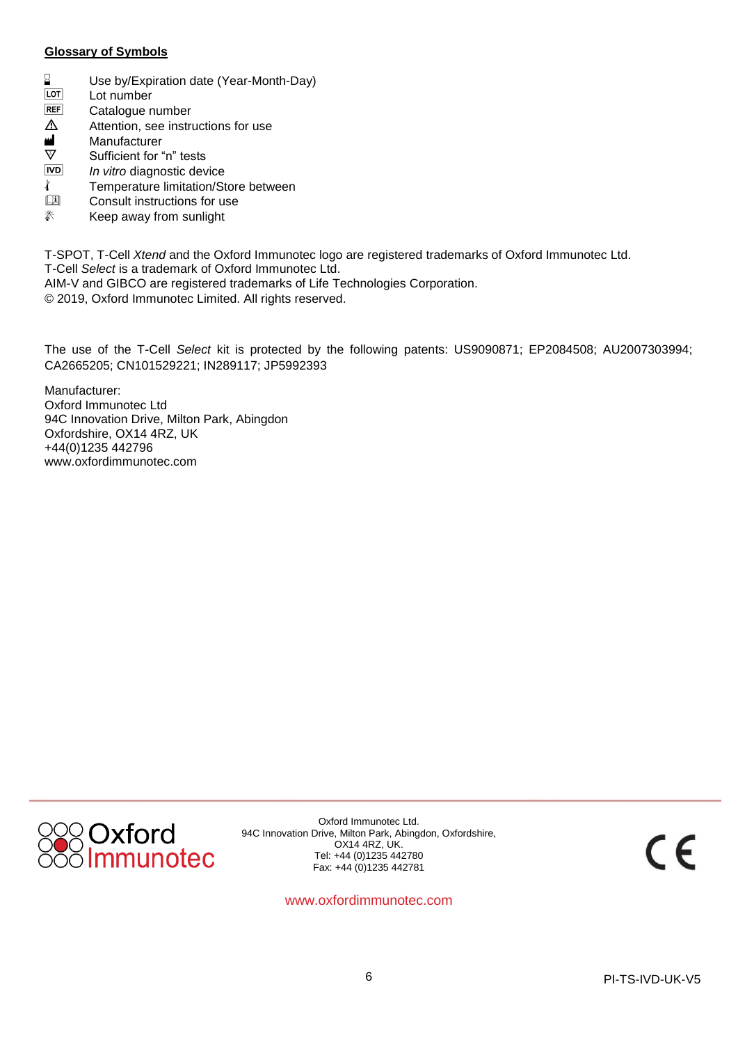## Glossary of Symbols

| | |
|---|---|
| | Use by/Expiration date (Year-Month-Day) |
| LOT | Lot number |
| REF | Catalogue number |
| ⚠ | Attention, see instructions for use |
| | Manufacturer |
| | Sufficient for "n" tests |
| IVD | *In vitro* diagnostic device |
| | Temperature limitation/Store between |
| | Consult instructions for use |
| | Keep away from sunlight |

T-SPOT, T-Cell *Xtend* and the Oxford Immunotec logo are registered trademarks of Oxford Immunotec Ltd.
T-Cell *Select* is a trademark of Oxford Immunotec Ltd.
AIM-V and GIBCO are registered trademarks of Life Technologies Corporation.
© 2019, Oxford Immunotec Limited. All rights reserved.

The use of the T-Cell *Select* kit is protected by the following patents: US9090871; EP2084508; AU2007303994; CA2665205; CN101529221; IN289117; JP5992393

Manufacturer:
Oxford Immunotec Ltd
94C Innovation Drive, Milton Park, Abingdon
Oxfordshire, OX14 4RZ, UK
+44(0)1235 442796
www.oxfordimmunotec.com

Oxford Immunotec

Oxford Immunotec Ltd.
94C Innovation Drive, Milton Park, Abingdon, Oxfordshire,
OX14 4RZ, UK.
Tel: +44 (0)1235 442780
Fax: +44 (0)1235 442781

CE

www.oxfordimmunotec.com

PI-TS-IVD-UK-V5